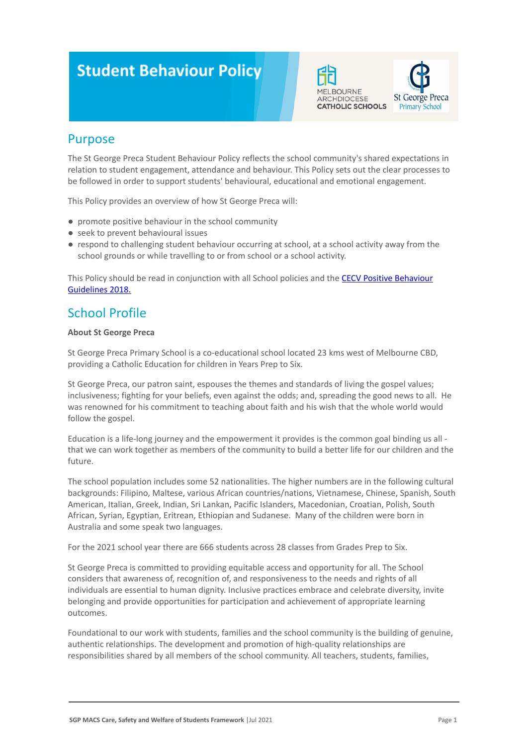# Student Behaviour Policy

## Purpose

The St George Preca Student Behaviour Policy reflects the school community's shared expectations in relation to student engagement, attendance and behaviour. This Policy sets out the clear processes to be followed in order to support students' behavioural, educational and emotional engagement.

This Policy provides an overview of how St George Preca will:

- promote positive behaviour in the school community
- seek to prevent behavioural issues
- respond to challenging student behaviour occurring at school, at a school activity away from the school grounds or while travelling to or from school or a school activity.

This Policy should be read in conjunction with all School policies and the [CECV Positive Behaviour Guidelines 2018.](#)

## School Profile

**About St George Preca**

St George Preca Primary School is a co-educational school located 23 kms west of Melbourne CBD, providing a Catholic Education for children in Years Prep to Six.

St George Preca, our patron saint, espouses the themes and standards of living the gospel values; inclusiveness; fighting for your beliefs, even against the odds; and, spreading the good news to all. He was renowned for his commitment to teaching about faith and his wish that the whole world would follow the gospel.

Education is a life-long journey and the empowerment it provides is the common goal binding us all - that we can work together as members of the community to build a better life for our children and the future.

The school population includes some 52 nationalities. The higher numbers are in the following cultural backgrounds: Filipino, Maltese, various African countries/nations, Vietnamese, Chinese, Spanish, South American, Italian, Greek, Indian, Sri Lankan, Pacific Islanders, Macedonian, Croatian, Polish, South African, Syrian, Egyptian, Eritrean, Ethiopian and Sudanese. Many of the children were born in Australia and some speak two languages.

For the 2021 school year there are 666 students across 28 classes from Grades Prep to Six.

St George Preca is committed to providing equitable access and opportunity for all. The School considers that awareness of, recognition of, and responsiveness to the needs and rights of all individuals are essential to human dignity. Inclusive practices embrace and celebrate diversity, invite belonging and provide opportunities for participation and achievement of appropriate learning outcomes.

Foundational to our work with students, families and the school community is the building of genuine, authentic relationships. The development and promotion of high-quality relationships are responsibilities shared by all members of the school community. All teachers, students, families,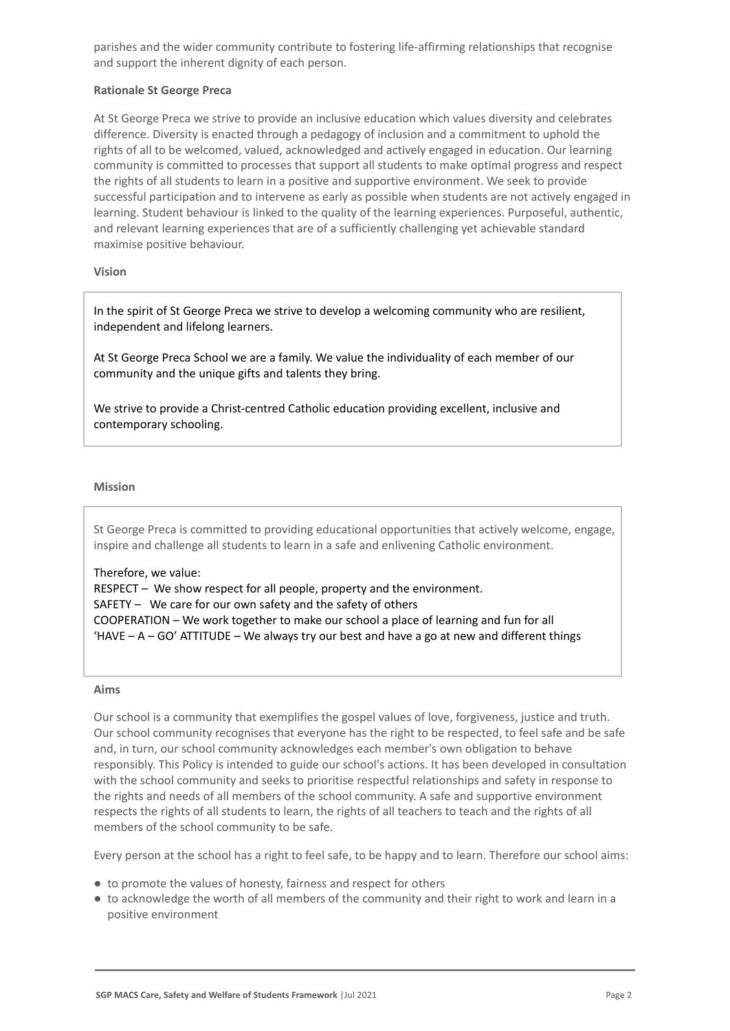parishes and the wider community contribute to fostering life-affirming relationships that recognise and support the inherent dignity of each person.

**Rationale St George Preca**

At St George Preca we strive to provide an inclusive education which values diversity and celebrates difference. Diversity is enacted through a pedagogy of inclusion and a commitment to uphold the rights of all to be welcomed, valued, acknowledged and actively engaged in education. Our learning community is committed to processes that support all students to make optimal progress and respect the rights of all students to learn in a positive and supportive environment. We seek to provide successful participation and to intervene as early as possible when students are not actively engaged in learning. Student behaviour is linked to the quality of the learning experiences. Purposeful, authentic, and relevant learning experiences that are of a sufficiently challenging yet achievable standard maximise positive behaviour.

**Vision**

In the spirit of St George Preca we strive to develop a welcoming community who are resilient, independent and lifelong learners.

At St George Preca School we are a family. We value the individuality of each member of our community and the unique gifts and talents they bring.

We strive to provide a Christ-centred Catholic education providing excellent, inclusive and contemporary schooling.

**Mission**

St George Preca is committed to providing educational opportunities that actively welcome, engage, inspire and challenge all students to learn in a safe and enlivening Catholic environment.

Therefore, we value:
RESPECT – We show respect for all people, property and the environment.
SAFETY – We care for our own safety and the safety of others
COOPERATION – We work together to make our school a place of learning and fun for all
'HAVE – A – GO' ATTITUDE – We always try our best and have a go at new and different things

**Aims**

Our school is a community that exemplifies the gospel values of love, forgiveness, justice and truth. Our school community recognises that everyone has the right to be respected, to feel safe and be safe and, in turn, our school community acknowledges each member's own obligation to behave responsibly. This Policy is intended to guide our school's actions. It has been developed in consultation with the school community and seeks to prioritise respectful relationships and safety in response to the rights and needs of all members of the school community. A safe and supportive environment respects the rights of all students to learn, the rights of all teachers to teach and the rights of all members of the school community to be safe.

Every person at the school has a right to feel safe, to be happy and to learn. Therefore our school aims:

- to promote the values of honesty, fairness and respect for others
- to acknowledge the worth of all members of the community and their right to work and learn in a positive environment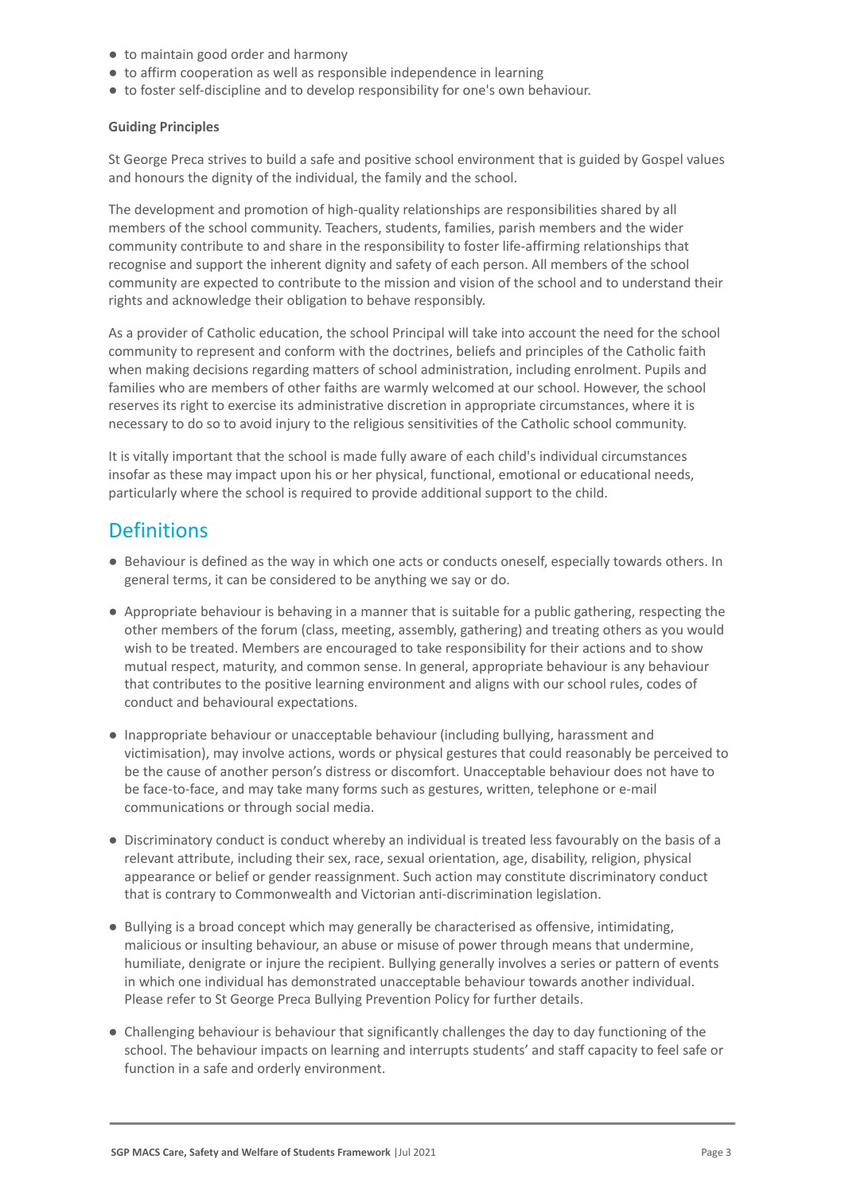- to maintain good order and harmony
- to affirm cooperation as well as responsible independence in learning
- to foster self-discipline and to develop responsibility for one's own behaviour.

**Guiding Principles**

St George Preca strives to build a safe and positive school environment that is guided by Gospel values and honours the dignity of the individual, the family and the school.

The development and promotion of high-quality relationships are responsibilities shared by all members of the school community. Teachers, students, families, parish members and the wider community contribute to and share in the responsibility to foster life-affirming relationships that recognise and support the inherent dignity and safety of each person. All members of the school community are expected to contribute to the mission and vision of the school and to understand their rights and acknowledge their obligation to behave responsibly.

As a provider of Catholic education, the school Principal will take into account the need for the school community to represent and conform with the doctrines, beliefs and principles of the Catholic faith when making decisions regarding matters of school administration, including enrolment. Pupils and families who are members of other faiths are warmly welcomed at our school. However, the school reserves its right to exercise its administrative discretion in appropriate circumstances, where it is necessary to do so to avoid injury to the religious sensitivities of the Catholic school community.

It is vitally important that the school is made fully aware of each child's individual circumstances insofar as these may impact upon his or her physical, functional, emotional or educational needs, particularly where the school is required to provide additional support to the child.

## Definitions

- Behaviour is defined as the way in which one acts or conducts oneself, especially towards others. In general terms, it can be considered to be anything we say or do.
- Appropriate behaviour is behaving in a manner that is suitable for a public gathering, respecting the other members of the forum (class, meeting, assembly, gathering) and treating others as you would wish to be treated. Members are encouraged to take responsibility for their actions and to show mutual respect, maturity, and common sense. In general, appropriate behaviour is any behaviour that contributes to the positive learning environment and aligns with our school rules, codes of conduct and behavioural expectations.
- Inappropriate behaviour or unacceptable behaviour (including bullying, harassment and victimisation), may involve actions, words or physical gestures that could reasonably be perceived to be the cause of another person's distress or discomfort. Unacceptable behaviour does not have to be face-to-face, and may take many forms such as gestures, written, telephone or e-mail communications or through social media.
- Discriminatory conduct is conduct whereby an individual is treated less favourably on the basis of a relevant attribute, including their sex, race, sexual orientation, age, disability, religion, physical appearance or belief or gender reassignment. Such action may constitute discriminatory conduct that is contrary to Commonwealth and Victorian anti-discrimination legislation.
- Bullying is a broad concept which may generally be characterised as offensive, intimidating, malicious or insulting behaviour, an abuse or misuse of power through means that undermine, humiliate, denigrate or injure the recipient. Bullying generally involves a series or pattern of events in which one individual has demonstrated unacceptable behaviour towards another individual. Please refer to St George Preca Bullying Prevention Policy for further details.
- Challenging behaviour is behaviour that significantly challenges the day to day functioning of the school. The behaviour impacts on learning and interrupts students' and staff capacity to feel safe or function in a safe and orderly environment.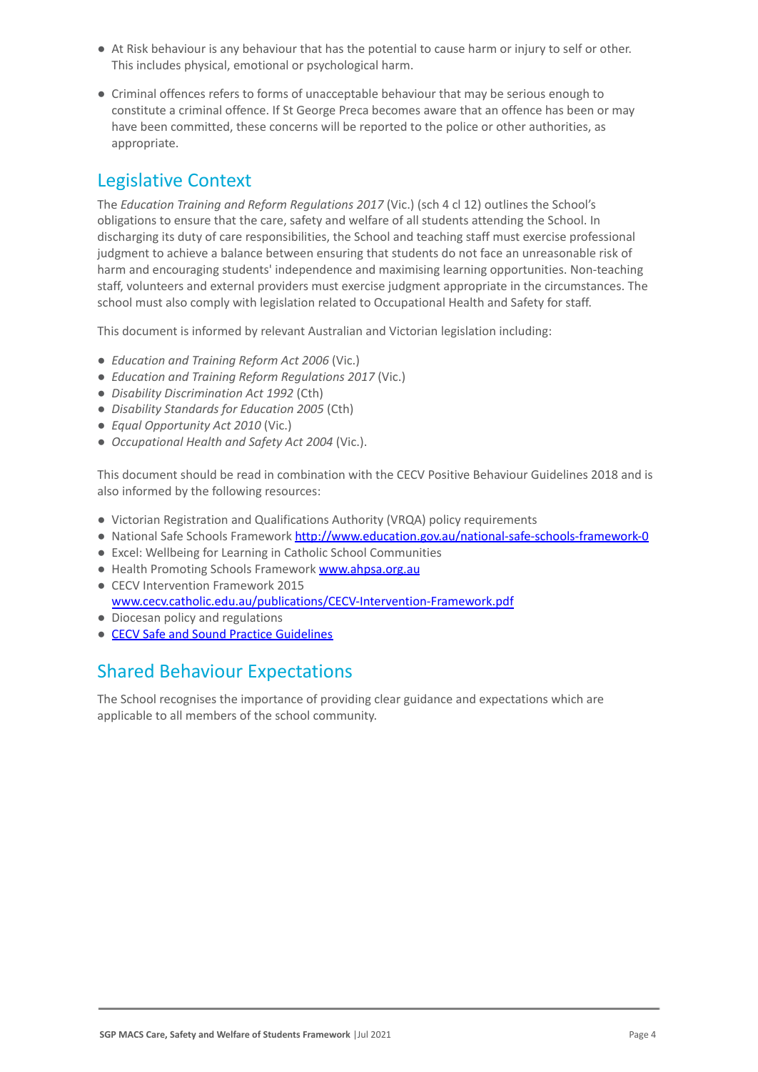- At Risk behaviour is any behaviour that has the potential to cause harm or injury to self or other. This includes physical, emotional or psychological harm.

- Criminal offences refers to forms of unacceptable behaviour that may be serious enough to constitute a criminal offence. If St George Preca becomes aware that an offence has been or may have been committed, these concerns will be reported to the police or other authorities, as appropriate.

## Legislative Context

The *Education Training and Reform Regulations 2017* (Vic.) (sch 4 cl 12) outlines the School's obligations to ensure that the care, safety and welfare of all students attending the School. In discharging its duty of care responsibilities, the School and teaching staff must exercise professional judgment to achieve a balance between ensuring that students do not face an unreasonable risk of harm and encouraging students' independence and maximising learning opportunities. Non-teaching staff, volunteers and external providers must exercise judgment appropriate in the circumstances. The school must also comply with legislation related to Occupational Health and Safety for staff.

This document is informed by relevant Australian and Victorian legislation including:

- *Education and Training Reform Act 2006* (Vic.)
- *Education and Training Reform Regulations 2017* (Vic.)
- *Disability Discrimination Act 1992* (Cth)
- *Disability Standards for Education 2005* (Cth)
- *Equal Opportunity Act 2010* (Vic.)
- *Occupational Health and Safety Act 2004* (Vic.).

This document should be read in combination with the CECV Positive Behaviour Guidelines 2018 and is also informed by the following resources:

- Victorian Registration and Qualifications Authority (VRQA) policy requirements
- National Safe Schools Framework http://www.education.gov.au/national-safe-schools-framework-0
- Excel: Wellbeing for Learning in Catholic School Communities
- Health Promoting Schools Framework www.ahpsa.org.au
- CECV Intervention Framework 2015 www.cecv.catholic.edu.au/publications/CECV-Intervention-Framework.pdf
- Diocesan policy and regulations
- CECV Safe and Sound Practice Guidelines

## Shared Behaviour Expectations

The School recognises the importance of providing clear guidance and expectations which are applicable to all members of the school community.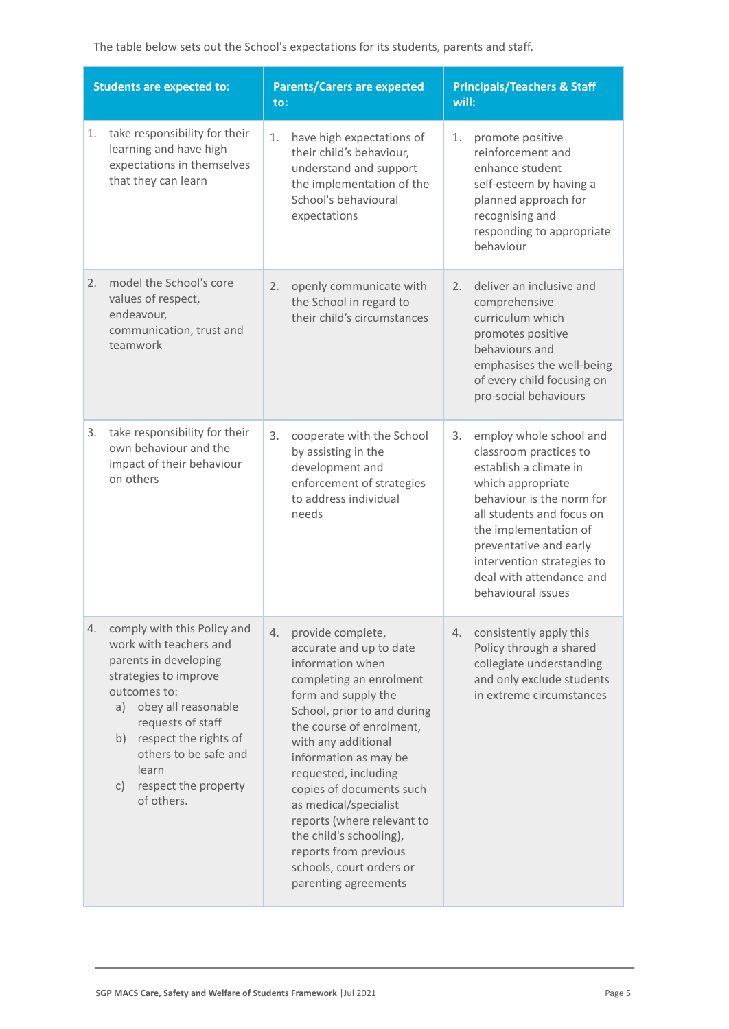The table below sets out the School's expectations for its students, parents and staff.

| Students are expected to: | Parents/Carers are expected to: | Principals/Teachers & Staff will: |
| --- | --- | --- |
| 1. take responsibility for their learning and have high expectations in themselves that they can learn | 1. have high expectations of their child's behaviour, understand and support the implementation of the School's behavioural expectations | 1. promote positive reinforcement and enhance student self-esteem by having a planned approach for recognising and responding to appropriate behaviour |
| 2. model the School's core values of respect, endeavour, communication, trust and teamwork | 2. openly communicate with the School in regard to their child's circumstances | 2. deliver an inclusive and comprehensive curriculum which promotes positive behaviours and emphasises the well-being of every child focusing on pro-social behaviours |
| 3. take responsibility for their own behaviour and the impact of their behaviour on others | 3. cooperate with the School by assisting in the development and enforcement of strategies to address individual needs | 3. employ whole school and classroom practices to establish a climate in which appropriate behaviour is the norm for all students and focus on the implementation of preventative and early intervention strategies to deal with attendance and behavioural issues |
| 4. comply with this Policy and work with teachers and parents in developing strategies to improve outcomes to: a) obey all reasonable requests of staff b) respect the rights of others to be safe and learn c) respect the property of others. | 4. provide complete, accurate and up to date information when completing an enrolment form and supply the School, prior to and during the course of enrolment, with any additional information as may be requested, including copies of documents such as medical/specialist reports (where relevant to the child's schooling), reports from previous schools, court orders or parenting agreements | 4. consistently apply this Policy through a shared collegiate understanding and only exclude students in extreme circumstances |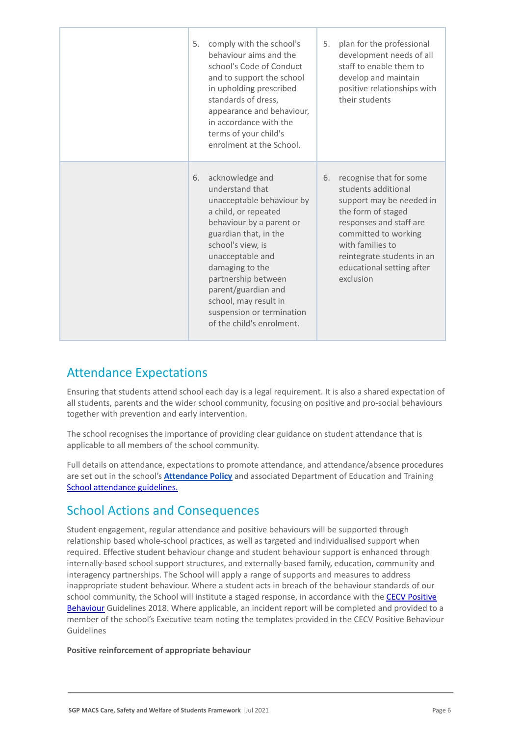| | | |
|---|---|---|
| | 5. comply with the school's behaviour aims and the school's Code of Conduct and to support the school in upholding prescribed standards of dress, appearance and behaviour, in accordance with the terms of your child's enrolment at the School. | 5. plan for the professional development needs of all staff to enable them to develop and maintain positive relationships with their students |
| | 6. acknowledge and understand that unacceptable behaviour by a child, or repeated behaviour by a parent or guardian that, in the school's view, is unacceptable and damaging to the partnership between parent/guardian and school, may result in suspension or termination of the child's enrolment. | 6. recognise that for some students additional support may be needed in the form of staged responses and staff are committed to working with families to reintegrate students in an educational setting after exclusion |

## Attendance Expectations

Ensuring that students attend school each day is a legal requirement. It is also a shared expectation of all students, parents and the wider school community, focusing on positive and pro-social behaviours together with prevention and early intervention.

The school recognises the importance of providing clear guidance on student attendance that is applicable to all members of the school community.

Full details on attendance, expectations to promote attendance, and attendance/absence procedures are set out in the school's **Attendance Policy** and associated Department of Education and Training School attendance guidelines.

## School Actions and Consequences

Student engagement, regular attendance and positive behaviours will be supported through relationship based whole-school practices, as well as targeted and individualised support when required. Effective student behaviour change and student behaviour support is enhanced through internally-based school support structures, and externally-based family, education, community and interagency partnerships. The School will apply a range of supports and measures to address inappropriate student behaviour. Where a student acts in breach of the behaviour standards of our school community, the School will institute a staged response, in accordance with the CECV Positive Behaviour Guidelines 2018. Where applicable, an incident report will be completed and provided to a member of the school's Executive team noting the templates provided in the CECV Positive Behaviour Guidelines

**Positive reinforcement of appropriate behaviour**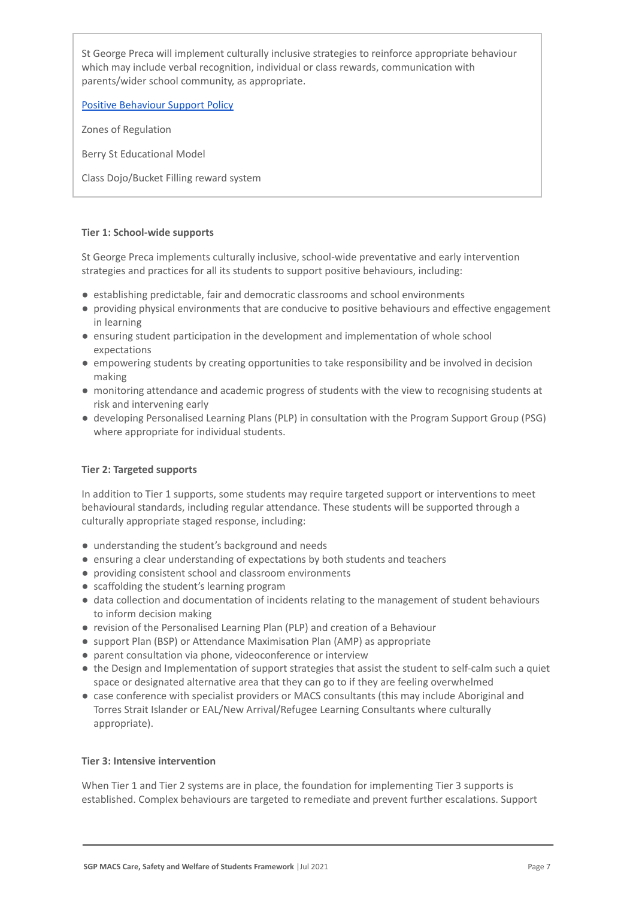St George Preca will implement culturally inclusive strategies to reinforce appropriate behaviour which may include verbal recognition, individual or class rewards, communication with parents/wider school community, as appropriate.

Positive Behaviour Support Policy

Zones of Regulation

Berry St Educational Model

Class Dojo/Bucket Filling reward system

**Tier 1: School-wide supports**

St George Preca implements culturally inclusive, school-wide preventative and early intervention strategies and practices for all its students to support positive behaviours, including:

- establishing predictable, fair and democratic classrooms and school environments
- providing physical environments that are conducive to positive behaviours and effective engagement in learning
- ensuring student participation in the development and implementation of whole school expectations
- empowering students by creating opportunities to take responsibility and be involved in decision making
- monitoring attendance and academic progress of students with the view to recognising students at risk and intervening early
- developing Personalised Learning Plans (PLP) in consultation with the Program Support Group (PSG) where appropriate for individual students.

**Tier 2: Targeted supports**

In addition to Tier 1 supports, some students may require targeted support or interventions to meet behavioural standards, including regular attendance. These students will be supported through a culturally appropriate staged response, including:

- understanding the student's background and needs
- ensuring a clear understanding of expectations by both students and teachers
- providing consistent school and classroom environments
- scaffolding the student's learning program
- data collection and documentation of incidents relating to the management of student behaviours to inform decision making
- revision of the Personalised Learning Plan (PLP) and creation of a Behaviour
- support Plan (BSP) or Attendance Maximisation Plan (AMP) as appropriate
- parent consultation via phone, videoconference or interview
- the Design and Implementation of support strategies that assist the student to self-calm such a quiet space or designated alternative area that they can go to if they are feeling overwhelmed
- case conference with specialist providers or MACS consultants (this may include Aboriginal and Torres Strait Islander or EAL/New Arrival/Refugee Learning Consultants where culturally appropriate).

**Tier 3: Intensive intervention**

When Tier 1 and Tier 2 systems are in place, the foundation for implementing Tier 3 supports is established. Complex behaviours are targeted to remediate and prevent further escalations. Support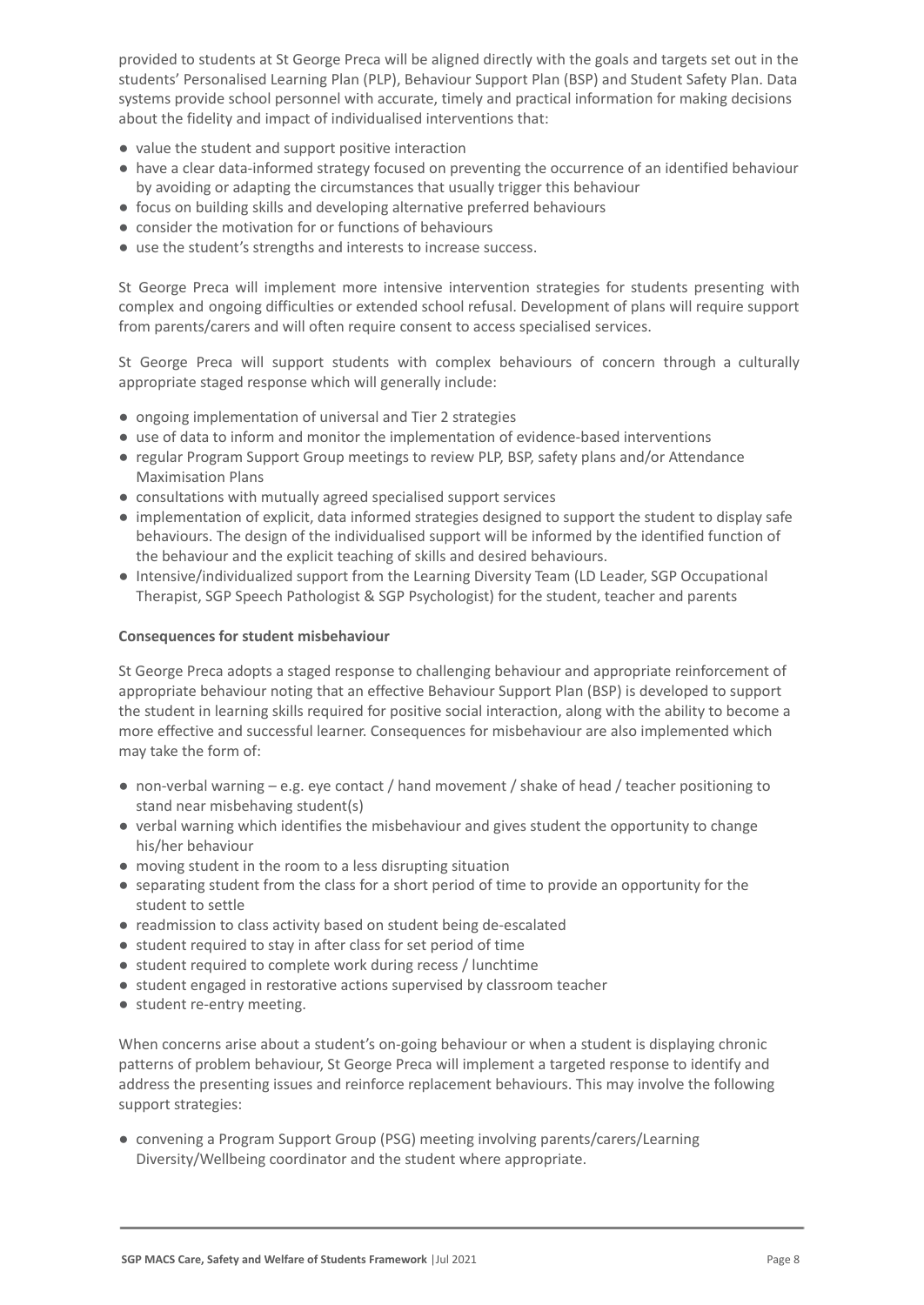provided to students at St George Preca will be aligned directly with the goals and targets set out in the students' Personalised Learning Plan (PLP), Behaviour Support Plan (BSP) and Student Safety Plan. Data systems provide school personnel with accurate, timely and practical information for making decisions about the fidelity and impact of individualised interventions that:

- value the student and support positive interaction
- have a clear data-informed strategy focused on preventing the occurrence of an identified behaviour by avoiding or adapting the circumstances that usually trigger this behaviour
- focus on building skills and developing alternative preferred behaviours
- consider the motivation for or functions of behaviours
- use the student's strengths and interests to increase success.

St George Preca will implement more intensive intervention strategies for students presenting with complex and ongoing difficulties or extended school refusal. Development of plans will require support from parents/carers and will often require consent to access specialised services.

St George Preca will support students with complex behaviours of concern through a culturally appropriate staged response which will generally include:

- ongoing implementation of universal and Tier 2 strategies
- use of data to inform and monitor the implementation of evidence-based interventions
- regular Program Support Group meetings to review PLP, BSP, safety plans and/or Attendance Maximisation Plans
- consultations with mutually agreed specialised support services
- implementation of explicit, data informed strategies designed to support the student to display safe behaviours. The design of the individualised support will be informed by the identified function of the behaviour and the explicit teaching of skills and desired behaviours.
- Intensive/individualized support from the Learning Diversity Team (LD Leader, SGP Occupational Therapist, SGP Speech Pathologist & SGP Psychologist) for the student, teacher and parents

**Consequences for student misbehaviour**

St George Preca adopts a staged response to challenging behaviour and appropriate reinforcement of appropriate behaviour noting that an effective Behaviour Support Plan (BSP) is developed to support the student in learning skills required for positive social interaction, along with the ability to become a more effective and successful learner. Consequences for misbehaviour are also implemented which may take the form of:

- non-verbal warning – e.g. eye contact / hand movement / shake of head / teacher positioning to stand near misbehaving student(s)
- verbal warning which identifies the misbehaviour and gives student the opportunity to change his/her behaviour
- moving student in the room to a less disrupting situation
- separating student from the class for a short period of time to provide an opportunity for the student to settle
- readmission to class activity based on student being de-escalated
- student required to stay in after class for set period of time
- student required to complete work during recess / lunchtime
- student engaged in restorative actions supervised by classroom teacher
- student re-entry meeting.

When concerns arise about a student's on-going behaviour or when a student is displaying chronic patterns of problem behaviour, St George Preca will implement a targeted response to identify and address the presenting issues and reinforce replacement behaviours. This may involve the following support strategies:

- convening a Program Support Group (PSG) meeting involving parents/carers/Learning Diversity/Wellbeing coordinator and the student where appropriate.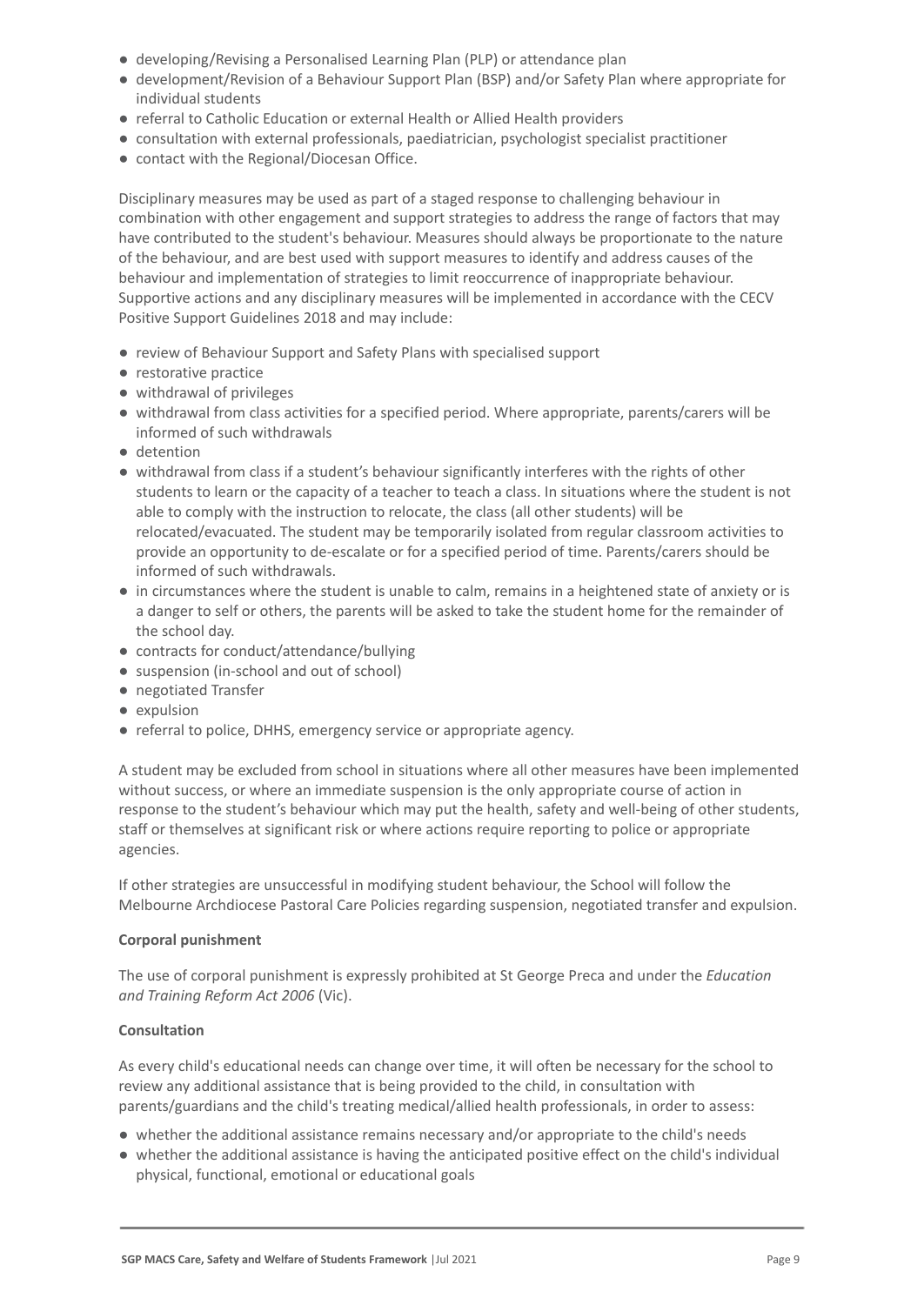- developing/Revising a Personalised Learning Plan (PLP) or attendance plan
- development/Revision of a Behaviour Support Plan (BSP) and/or Safety Plan where appropriate for individual students
- referral to Catholic Education or external Health or Allied Health providers
- consultation with external professionals, paediatrician, psychologist specialist practitioner
- contact with the Regional/Diocesan Office.

Disciplinary measures may be used as part of a staged response to challenging behaviour in combination with other engagement and support strategies to address the range of factors that may have contributed to the student's behaviour. Measures should always be proportionate to the nature of the behaviour, and are best used with support measures to identify and address causes of the behaviour and implementation of strategies to limit reoccurrence of inappropriate behaviour. Supportive actions and any disciplinary measures will be implemented in accordance with the CECV Positive Support Guidelines 2018 and may include:

- review of Behaviour Support and Safety Plans with specialised support
- restorative practice
- withdrawal of privileges
- withdrawal from class activities for a specified period. Where appropriate, parents/carers will be informed of such withdrawals
- detention
- withdrawal from class if a student's behaviour significantly interferes with the rights of other students to learn or the capacity of a teacher to teach a class. In situations where the student is not able to comply with the instruction to relocate, the class (all other students) will be relocated/evacuated. The student may be temporarily isolated from regular classroom activities to provide an opportunity to de-escalate or for a specified period of time. Parents/carers should be informed of such withdrawals.
- in circumstances where the student is unable to calm, remains in a heightened state of anxiety or is a danger to self or others, the parents will be asked to take the student home for the remainder of the school day.
- contracts for conduct/attendance/bullying
- suspension (in-school and out of school)
- negotiated Transfer
- expulsion
- referral to police, DHHS, emergency service or appropriate agency.

A student may be excluded from school in situations where all other measures have been implemented without success, or where an immediate suspension is the only appropriate course of action in response to the student's behaviour which may put the health, safety and well-being of other students, staff or themselves at significant risk or where actions require reporting to police or appropriate agencies.

If other strategies are unsuccessful in modifying student behaviour, the School will follow the Melbourne Archdiocese Pastoral Care Policies regarding suspension, negotiated transfer and expulsion.

**Corporal punishment**

The use of corporal punishment is expressly prohibited at St George Preca and under the *Education and Training Reform Act 2006* (Vic).

**Consultation**

As every child's educational needs can change over time, it will often be necessary for the school to review any additional assistance that is being provided to the child, in consultation with parents/guardians and the child's treating medical/allied health professionals, in order to assess:

- whether the additional assistance remains necessary and/or appropriate to the child's needs
- whether the additional assistance is having the anticipated positive effect on the child's individual physical, functional, emotional or educational goals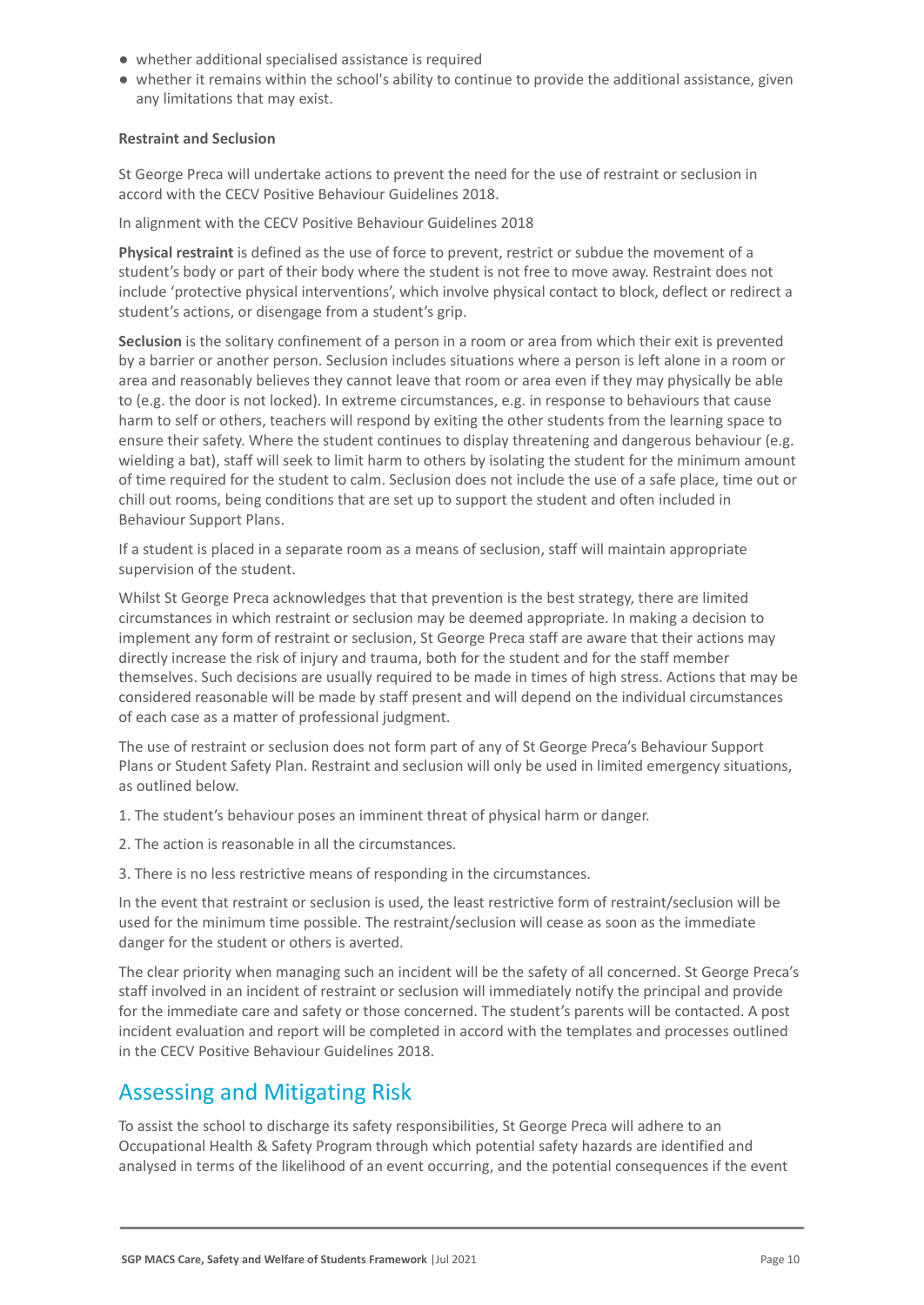- whether additional specialised assistance is required
- whether it remains within the school's ability to continue to provide the additional assistance, given any limitations that may exist.

**Restraint and Seclusion**

St George Preca will undertake actions to prevent the need for the use of restraint or seclusion in accord with the CECV Positive Behaviour Guidelines 2018.

In alignment with the CECV Positive Behaviour Guidelines 2018

**Physical restraint** is defined as the use of force to prevent, restrict or subdue the movement of a student's body or part of their body where the student is not free to move away. Restraint does not include 'protective physical interventions', which involve physical contact to block, deflect or redirect a student's actions, or disengage from a student's grip.

**Seclusion** is the solitary confinement of a person in a room or area from which their exit is prevented by a barrier or another person. Seclusion includes situations where a person is left alone in a room or area and reasonably believes they cannot leave that room or area even if they may physically be able to (e.g. the door is not locked). In extreme circumstances, e.g. in response to behaviours that cause harm to self or others, teachers will respond by exiting the other students from the learning space to ensure their safety. Where the student continues to display threatening and dangerous behaviour (e.g. wielding a bat), staff will seek to limit harm to others by isolating the student for the minimum amount of time required for the student to calm. Seclusion does not include the use of a safe place, time out or chill out rooms, being conditions that are set up to support the student and often included in Behaviour Support Plans.

If a student is placed in a separate room as a means of seclusion, staff will maintain appropriate supervision of the student.

Whilst St George Preca acknowledges that that prevention is the best strategy, there are limited circumstances in which restraint or seclusion may be deemed appropriate. In making a decision to implement any form of restraint or seclusion, St George Preca staff are aware that their actions may directly increase the risk of injury and trauma, both for the student and for the staff member themselves. Such decisions are usually required to be made in times of high stress. Actions that may be considered reasonable will be made by staff present and will depend on the individual circumstances of each case as a matter of professional judgment.

The use of restraint or seclusion does not form part of any of St George Preca's Behaviour Support Plans or Student Safety Plan. Restraint and seclusion will only be used in limited emergency situations, as outlined below.

1. The student's behaviour poses an imminent threat of physical harm or danger.

2. The action is reasonable in all the circumstances.

3. There is no less restrictive means of responding in the circumstances.

In the event that restraint or seclusion is used, the least restrictive form of restraint/seclusion will be used for the minimum time possible. The restraint/seclusion will cease as soon as the immediate danger for the student or others is averted.

The clear priority when managing such an incident will be the safety of all concerned. St George Preca's staff involved in an incident of restraint or seclusion will immediately notify the principal and provide for the immediate care and safety or those concerned. The student's parents will be contacted. A post incident evaluation and report will be completed in accord with the templates and processes outlined in the CECV Positive Behaviour Guidelines 2018.

## Assessing and Mitigating Risk

To assist the school to discharge its safety responsibilities, St George Preca will adhere to an Occupational Health & Safety Program through which potential safety hazards are identified and analysed in terms of the likelihood of an event occurring, and the potential consequences if the event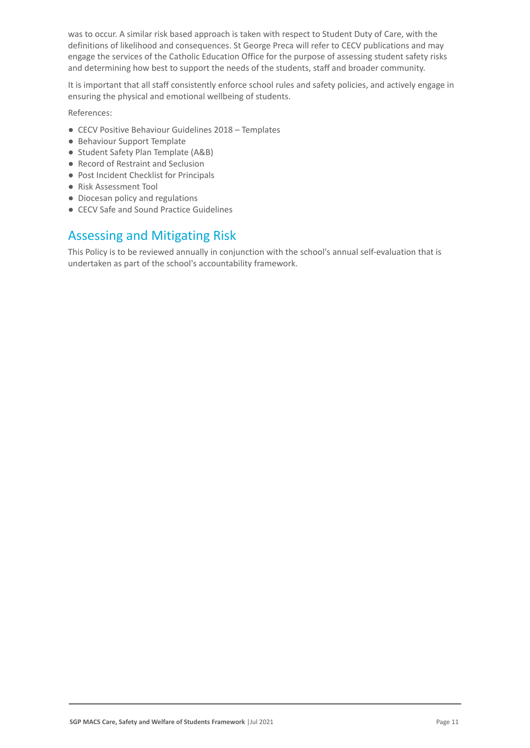was to occur. A similar risk based approach is taken with respect to Student Duty of Care, with the definitions of likelihood and consequences. St George Preca will refer to CECV publications and may engage the services of the Catholic Education Office for the purpose of assessing student safety risks and determining how best to support the needs of the students, staff and broader community.

It is important that all staff consistently enforce school rules and safety policies, and actively engage in ensuring the physical and emotional wellbeing of students.

References:

- CECV Positive Behaviour Guidelines 2018 – Templates
- Behaviour Support Template
- Student Safety Plan Template (A&B)
- Record of Restraint and Seclusion
- Post Incident Checklist for Principals
- Risk Assessment Tool
- Diocesan policy and regulations
- CECV Safe and Sound Practice Guidelines

## Assessing and Mitigating Risk

This Policy is to be reviewed annually in conjunction with the school's annual self-evaluation that is undertaken as part of the school's accountability framework.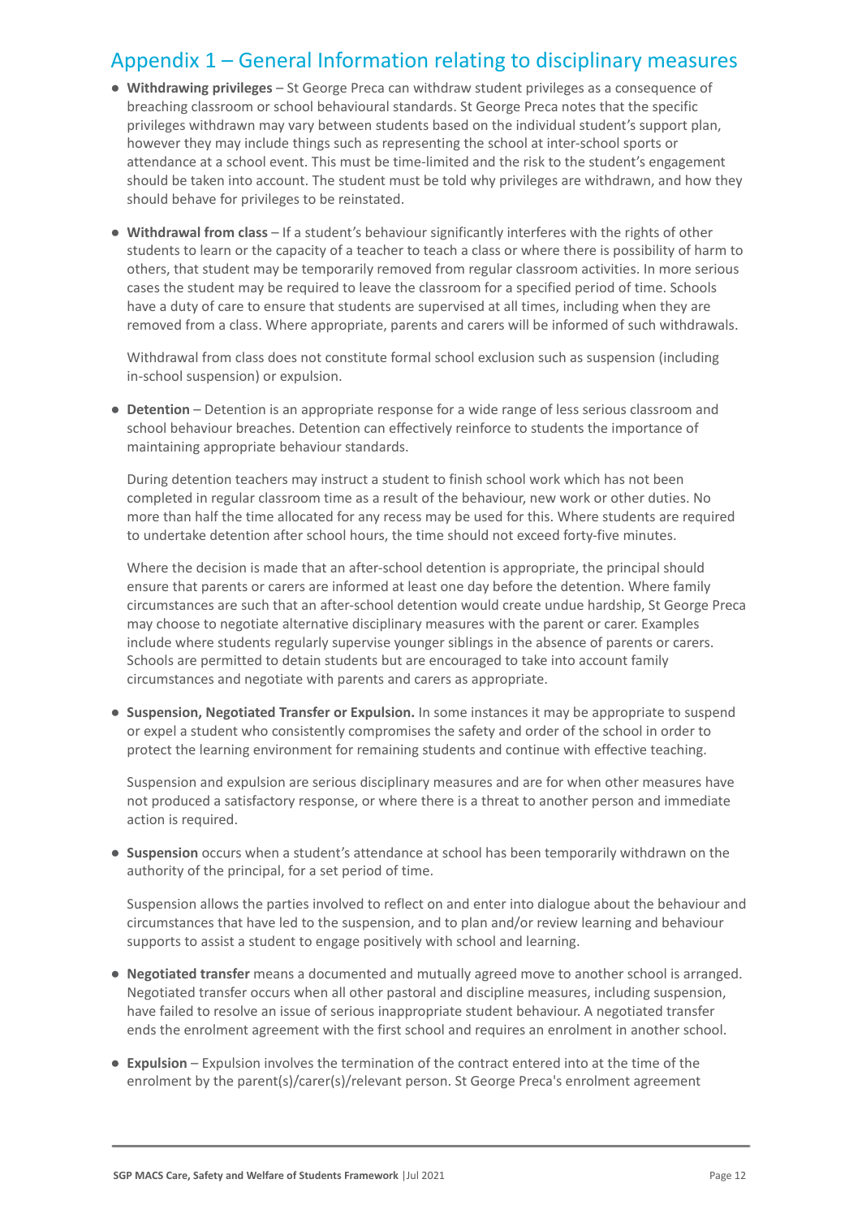## Appendix 1 – General Information relating to disciplinary measures

- **Withdrawing privileges** – St George Preca can withdraw student privileges as a consequence of breaching classroom or school behavioural standards. St George Preca notes that the specific privileges withdrawn may vary between students based on the individual student's support plan, however they may include things such as representing the school at inter-school sports or attendance at a school event. This must be time-limited and the risk to the student's engagement should be taken into account. The student must be told why privileges are withdrawn, and how they should behave for privileges to be reinstated.

- **Withdrawal from class** – If a student's behaviour significantly interferes with the rights of other students to learn or the capacity of a teacher to teach a class or where there is possibility of harm to others, that student may be temporarily removed from regular classroom activities. In more serious cases the student may be required to leave the classroom for a specified period of time. Schools have a duty of care to ensure that students are supervised at all times, including when they are removed from a class. Where appropriate, parents and carers will be informed of such withdrawals.

  Withdrawal from class does not constitute formal school exclusion such as suspension (including in-school suspension) or expulsion.

- **Detention** – Detention is an appropriate response for a wide range of less serious classroom and school behaviour breaches. Detention can effectively reinforce to students the importance of maintaining appropriate behaviour standards.

  During detention teachers may instruct a student to finish school work which has not been completed in regular classroom time as a result of the behaviour, new work or other duties. No more than half the time allocated for any recess may be used for this. Where students are required to undertake detention after school hours, the time should not exceed forty-five minutes.

  Where the decision is made that an after-school detention is appropriate, the principal should ensure that parents or carers are informed at least one day before the detention. Where family circumstances are such that an after-school detention would create undue hardship, St George Preca may choose to negotiate alternative disciplinary measures with the parent or carer. Examples include where students regularly supervise younger siblings in the absence of parents or carers. Schools are permitted to detain students but are encouraged to take into account family circumstances and negotiate with parents and carers as appropriate.

- **Suspension, Negotiated Transfer or Expulsion.** In some instances it may be appropriate to suspend or expel a student who consistently compromises the safety and order of the school in order to protect the learning environment for remaining students and continue with effective teaching.

  Suspension and expulsion are serious disciplinary measures and are for when other measures have not produced a satisfactory response, or where there is a threat to another person and immediate action is required.

- **Suspension** occurs when a student's attendance at school has been temporarily withdrawn on the authority of the principal, for a set period of time.

  Suspension allows the parties involved to reflect on and enter into dialogue about the behaviour and circumstances that have led to the suspension, and to plan and/or review learning and behaviour supports to assist a student to engage positively with school and learning.

- **Negotiated transfer** means a documented and mutually agreed move to another school is arranged. Negotiated transfer occurs when all other pastoral and discipline measures, including suspension, have failed to resolve an issue of serious inappropriate student behaviour. A negotiated transfer ends the enrolment agreement with the first school and requires an enrolment in another school.

- **Expulsion** – Expulsion involves the termination of the contract entered into at the time of the enrolment by the parent(s)/carer(s)/relevant person. St George Preca's enrolment agreement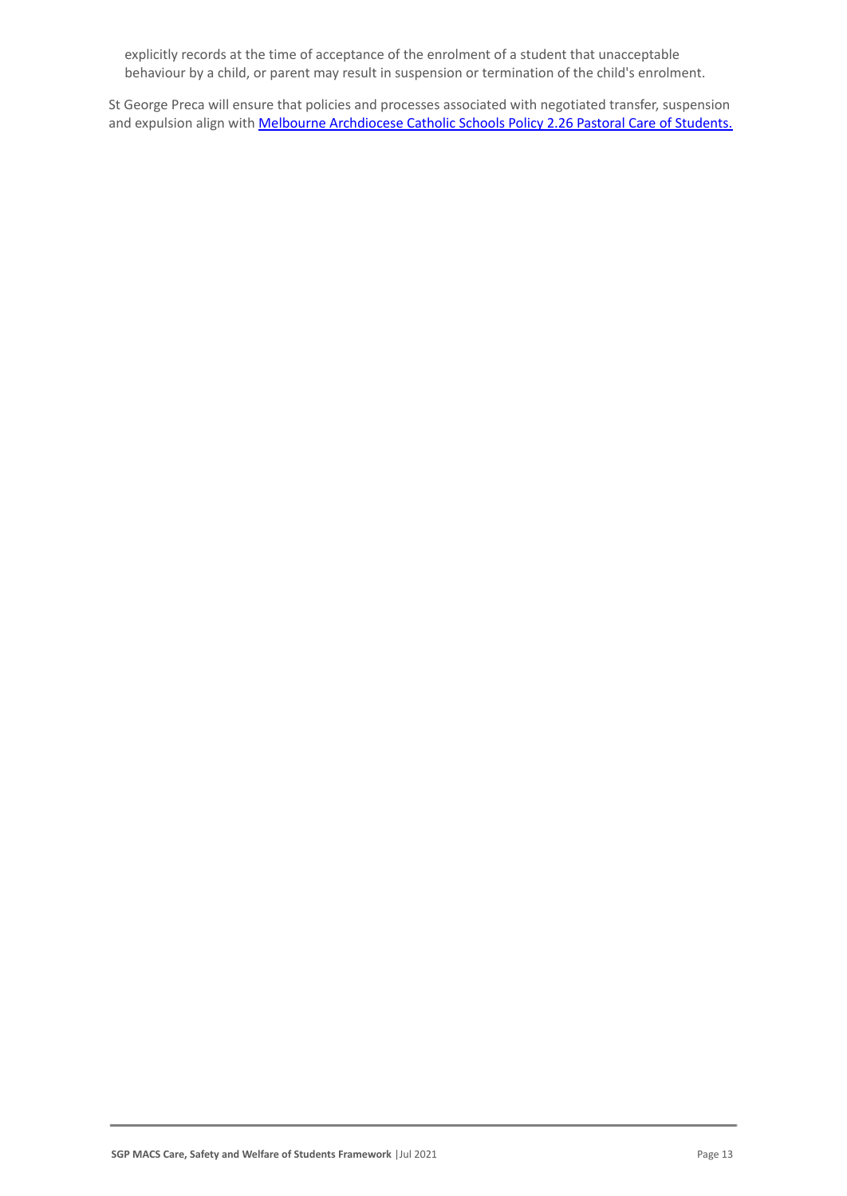explicitly records at the time of acceptance of the enrolment of a student that unacceptable behaviour by a child, or parent may result in suspension or termination of the child's enrolment.

St George Preca will ensure that policies and processes associated with negotiated transfer, suspension and expulsion align with [Melbourne Archdiocese Catholic Schools Policy 2.26 Pastoral Care of Students.]()